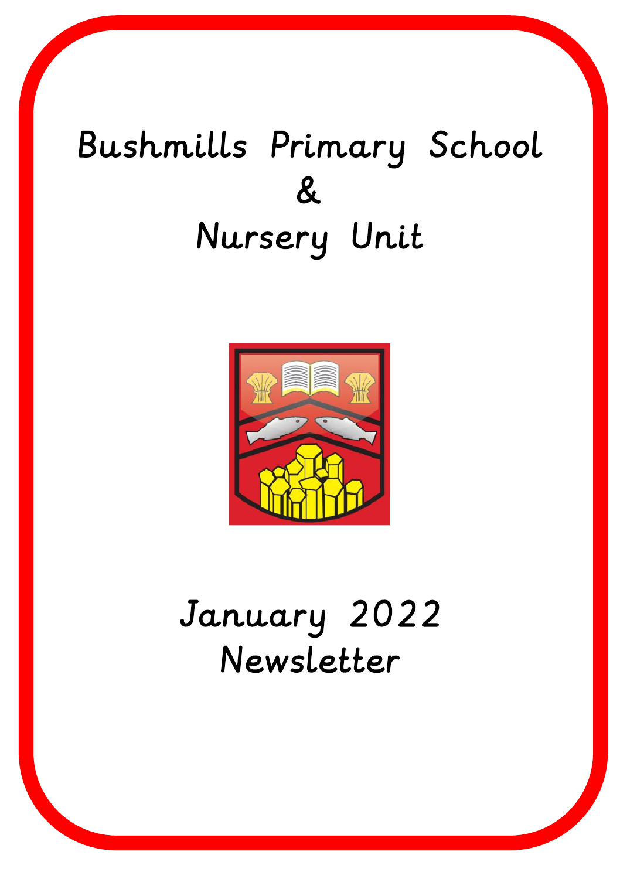# Bushmills Primary School
# &
# Nursery Unit

# January 2022
# Newsletter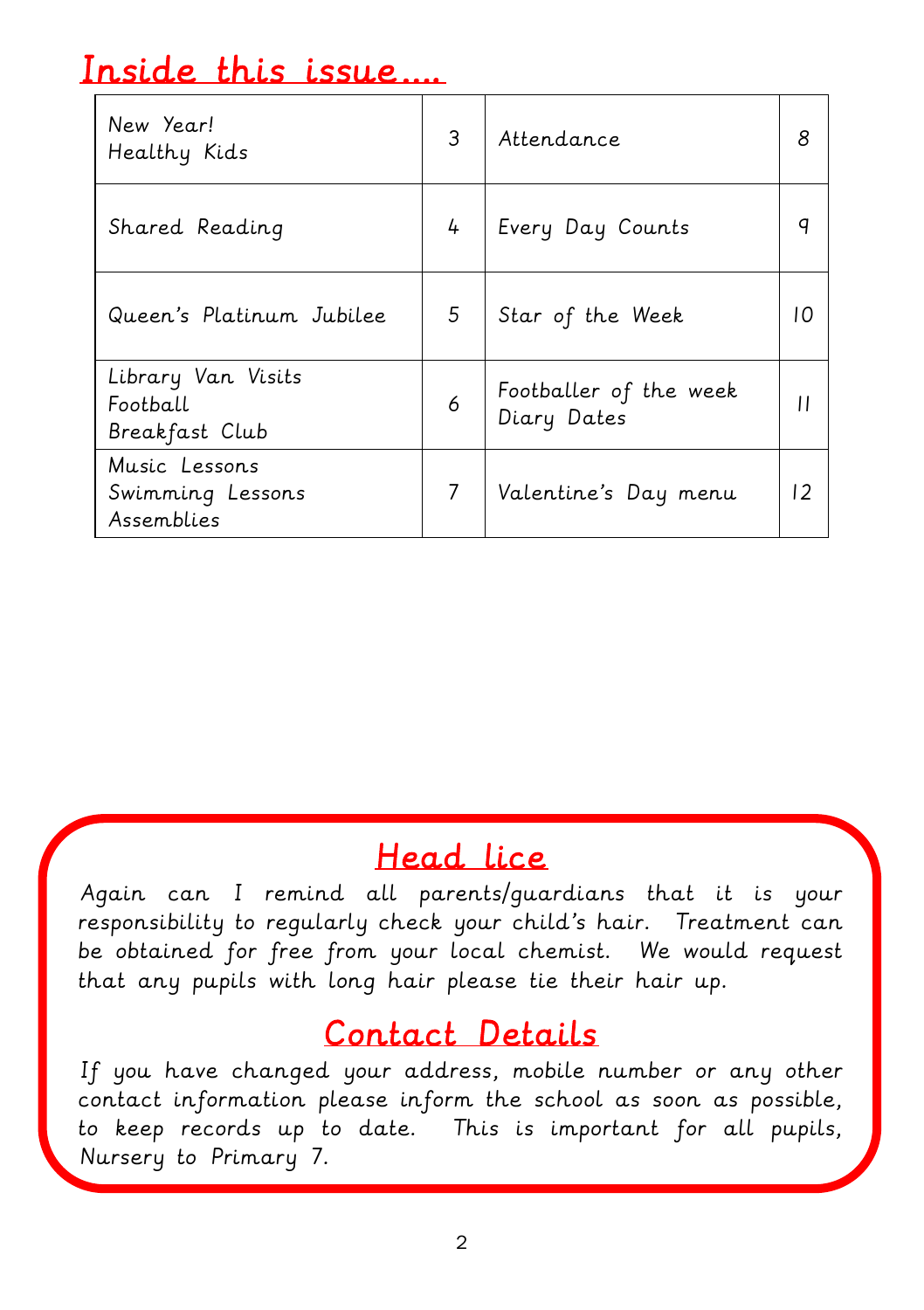# Inside this issue....

| | | | |
|---|---|---|---|
| New Year!<br>Healthy Kids | 3 | Attendance | 8 |
| Shared Reading | 4 | Every Day Counts | 9 |
| Queen's Platinum Jubilee | 5 | Star of the Week | 10 |
| Library Van Visits<br>Football<br>Breakfast Club | 6 | Footballer of the week<br>Diary Dates | 11 |
| Music Lessons<br>Swimming Lessons<br>Assemblies | 7 | Valentine's Day menu | 12 |

## Head lice

Again can I remind all parents/guardians that it is your responsibility to regularly check your child's hair. Treatment can be obtained for free from your local chemist. We would request that any pupils with long hair please tie their hair up.

## Contact Details

If you have changed your address, mobile number or any other contact information please inform the school as soon as possible, to keep records up to date. This is important for all pupils, Nursery to Primary 7.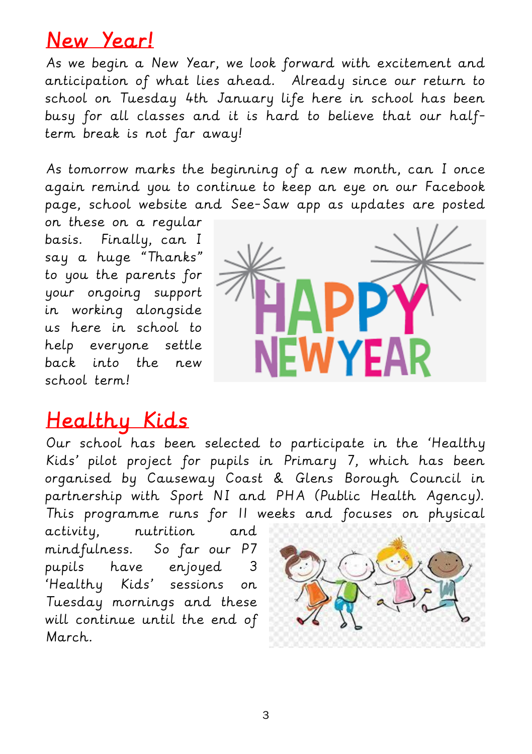## New Year!

As we begin a New Year, we look forward with excitement and anticipation of what lies ahead. Already since our return to school on Tuesday 4th January life here in school has been busy for all classes and it is hard to believe that our half-term break is not far away!

As tomorrow marks the beginning of a new month, can I once again remind you to continue to keep an eye on our Facebook page, school website and See-Saw app as updates are posted on these on a regular basis. Finally, can I say a huge "Thanks" to you the parents for your ongoing support in working alongside us here in school to help everyone settle back into the new school term!

## Healthy Kids

Our school has been selected to participate in the 'Healthy Kids' pilot project for pupils in Primary 7, which has been organised by Causeway Coast & Glens Borough Council in partnership with Sport NI and PHA (Public Health Agency). This programme runs for 11 weeks and focuses on physical activity, nutrition and mindfulness. So far our P7 pupils have enjoyed 3 'Healthy Kids' sessions on Tuesday mornings and these will continue until the end of March.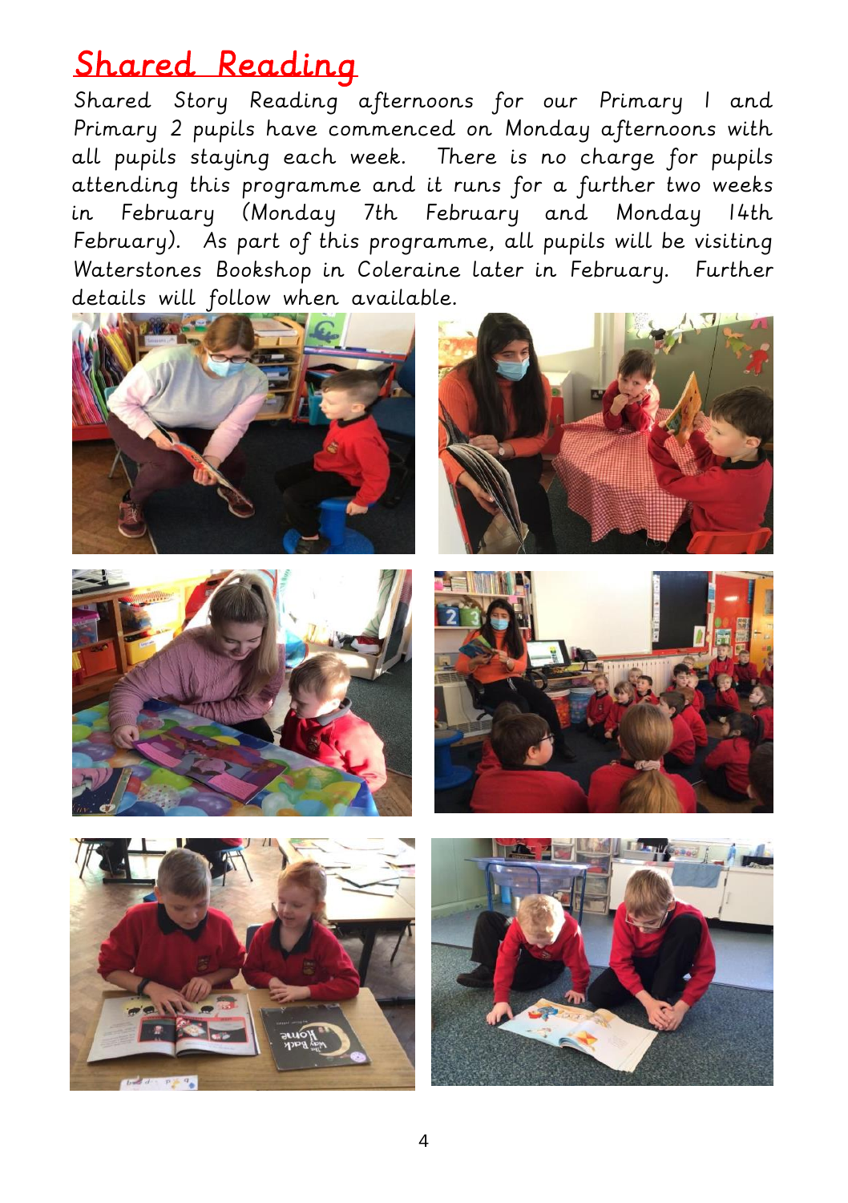# Shared Reading

Shared Story Reading afternoons for our Primary 1 and Primary 2 pupils have commenced on Monday afternoons with all pupils staying each week. There is no charge for pupils attending this programme and it runs for a further two weeks in February (Monday 7th February and Monday 14th February). As part of this programme, all pupils will be visiting Waterstones Bookshop in Coleraine later in February. Further details will follow when available.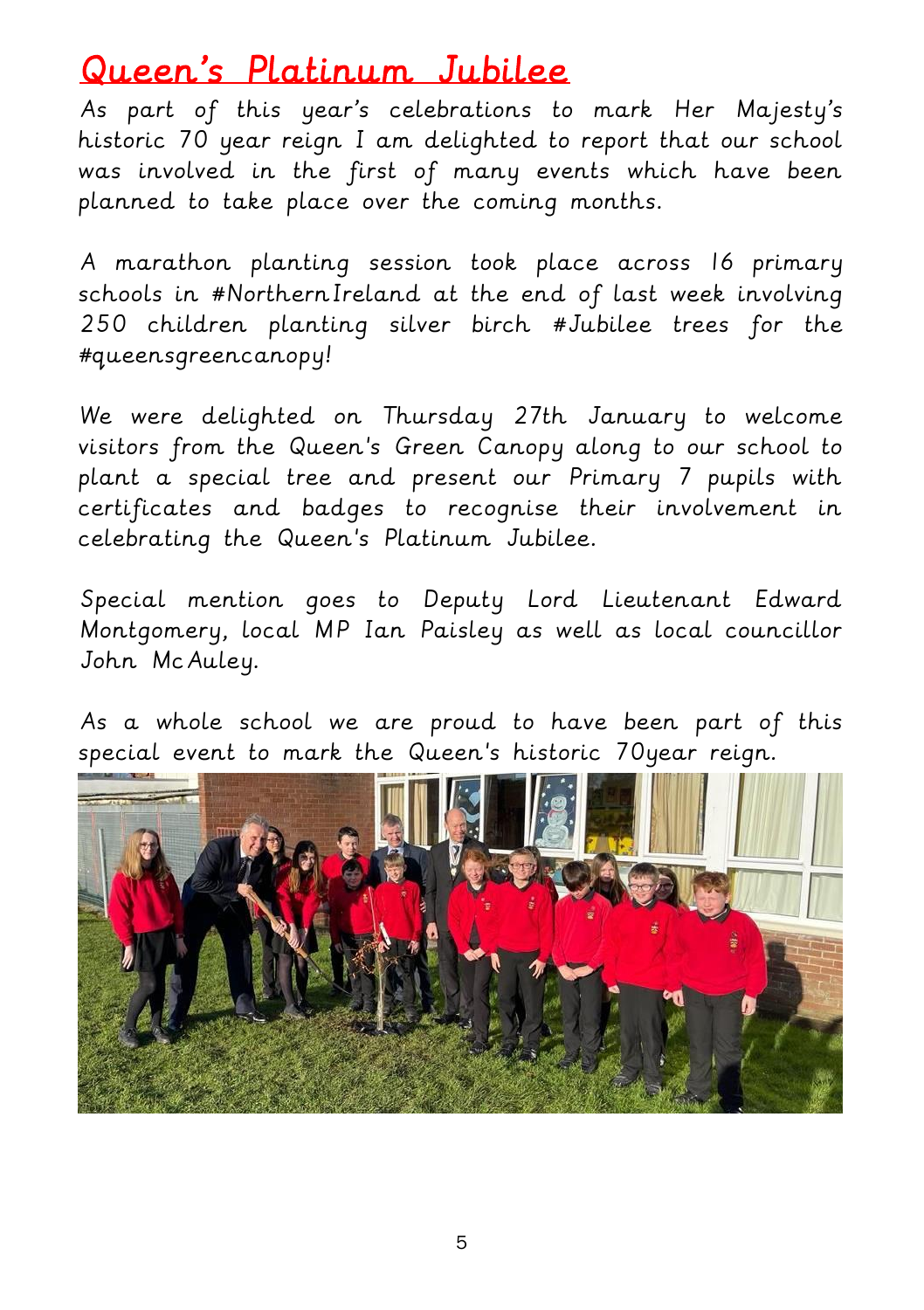# Queen's Platinum Jubilee

As part of this year's celebrations to mark Her Majesty's historic 70 year reign I am delighted to report that our school was involved in the first of many events which have been planned to take place over the coming months.

A marathon planting session took place across 16 primary schools in #NorthernIreland at the end of last week involving 250 children planting silver birch #Jubilee trees for the #queensgreencanopy!

We were delighted on Thursday 27th January to welcome visitors from the Queen's Green Canopy along to our school to plant a special tree and present our Primary 7 pupils with certificates and badges to recognise their involvement in celebrating the Queen's Platinum Jubilee.

Special mention goes to Deputy Lord Lieutenant Edward Montgomery, local MP Ian Paisley as well as local councillor John McAuley.

As a whole school we are proud to have been part of this special event to mark the Queen's historic 70year reign.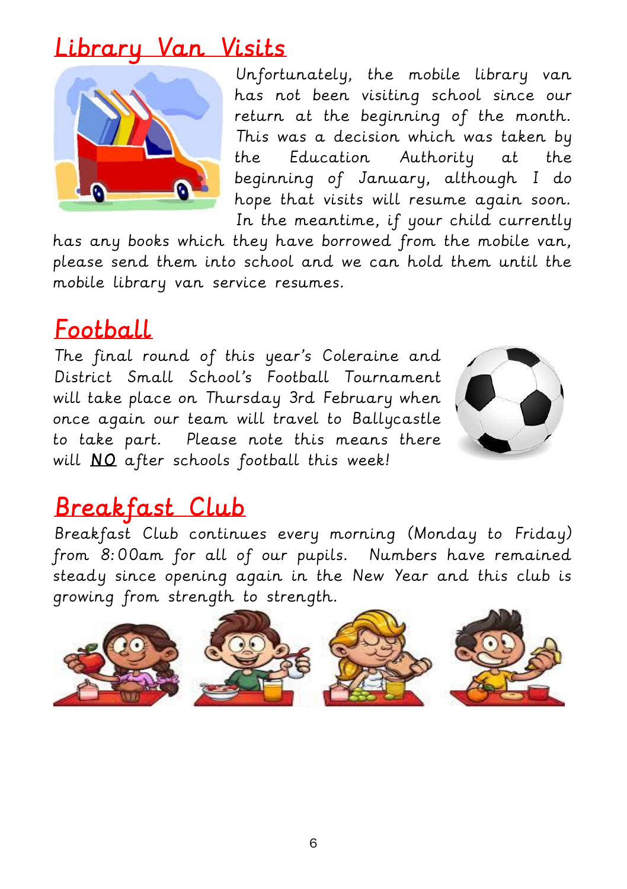## Library Van Visits

Unfortunately, the mobile library van has not been visiting school since our return at the beginning of the month. This was a decision which was taken by the Education Authority at the beginning of January, although I do hope that visits will resume again soon. In the meantime, if your child currently has any books which they have borrowed from the mobile van, please send them into school and we can hold them until the mobile library van service resumes.

## Football

The final round of this year's Coleraine and District Small School's Football Tournament will take place on Thursday 3rd February when once again our team will travel to Ballycastle to take part. Please note this means there will **NO** after schools football this week!

## Breakfast Club

Breakfast Club continues every morning (Monday to Friday) from 8:00am for all of our pupils. Numbers have remained steady since opening again in the New Year and this club is growing from strength to strength.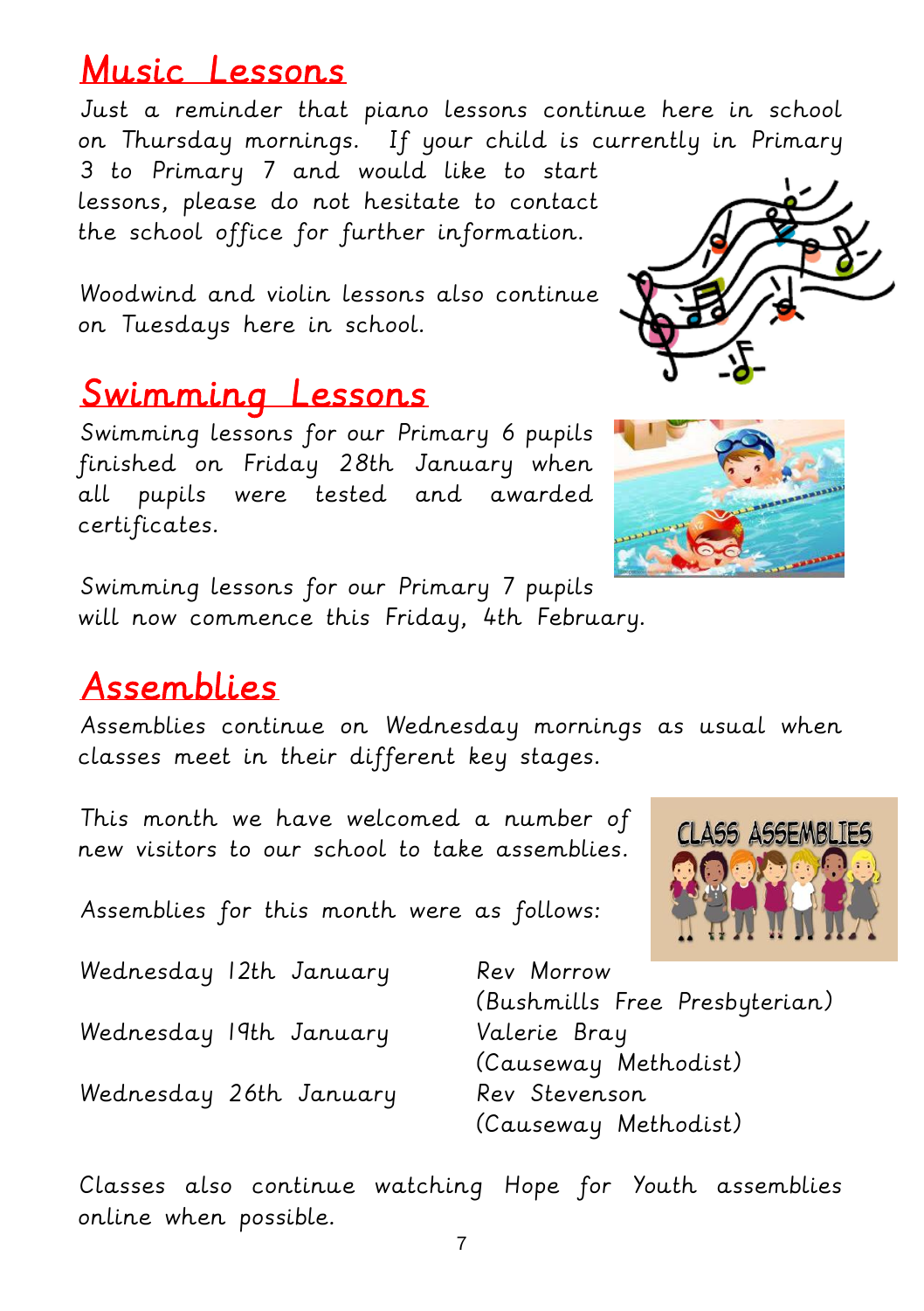## Music Lessons

Just a reminder that piano lessons continue here in school on Thursday mornings. If your child is currently in Primary 3 to Primary 7 and would like to start lessons, please do not hesitate to contact the school office for further information.

Woodwind and violin lessons also continue on Tuesdays here in school.

## Swimming Lessons

Swimming lessons for our Primary 6 pupils finished on Friday 28th January when all pupils were tested and awarded certificates.

Swimming lessons for our Primary 7 pupils will now commence this Friday, 4th February.

## Assemblies

Assemblies continue on Wednesday mornings as usual when classes meet in their different key stages.

This month we have welcomed a number of new visitors to our school to take assemblies.

Assemblies for this month were as follows:

| | |
|---|---|
| Wednesday 12th January | Rev Morrow (Bushmills Free Presbyterian) |
| Wednesday 19th January | Valerie Bray (Causeway Methodist) |
| Wednesday 26th January | Rev Stevenson (Causeway Methodist) |

Classes also continue watching Hope for Youth assemblies online when possible.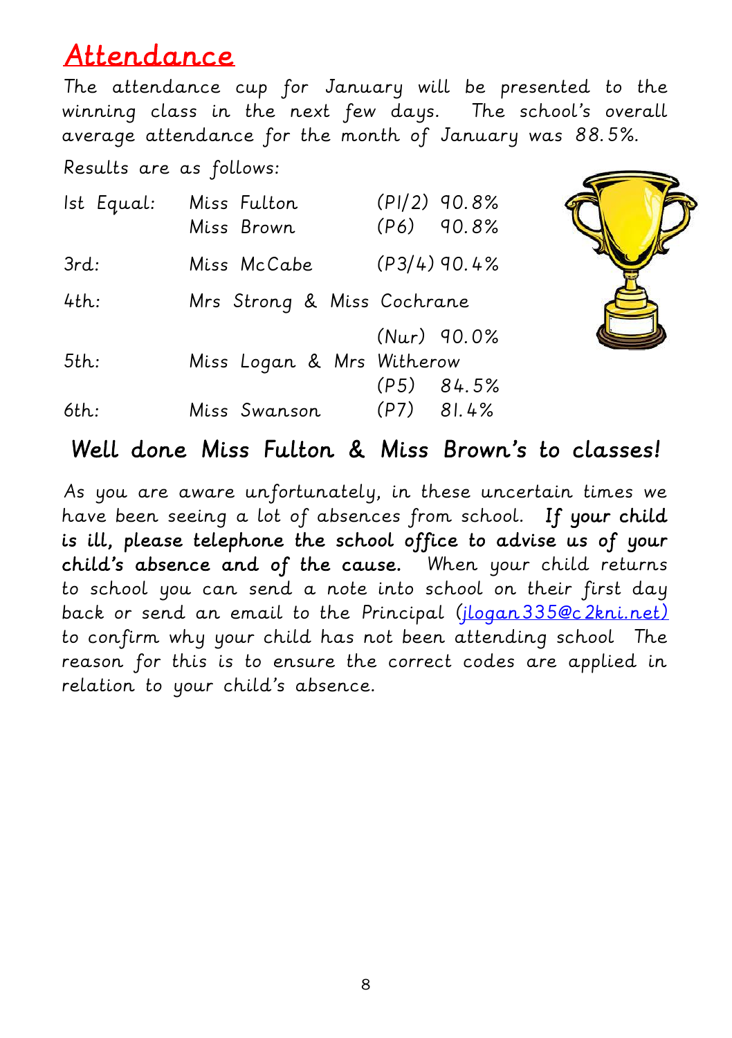# Attendance

The attendance cup for January will be presented to the winning class in the next few days. The school's overall average attendance for the month of January was 88.5%.

Results are as follows:

| Position | Teacher | Class | Attendance |
|---|---|---|---|
| 1st Equal: | Miss Fulton | (P1/2) | 90.8% |
| | Miss Brown | (P6) | 90.8% |
| 3rd: | Miss McCabe | (P3/4) | 90.4% |
| 4th: | Mrs Strong & Miss Cochrane | (Nur) | 90.0% |
| 5th: | Miss Logan & Mrs Witherow | (P5) | 84.5% |
| 6th: | Miss Swanson | (P7) | 81.4% |

## Well done Miss Fulton & Miss Brown's to classes!

As you are aware unfortunately, in these uncertain times we have been seeing a lot of absences from school. **If your child is ill, please telephone the school office to advise us of your child's absence and of the cause.** When your child returns to school you can send a note into school on their first day back or send an email to the Principal (jlogan335@c2kni.net) to confirm why your child has not been attending school The reason for this is to ensure the correct codes are applied in relation to your child's absence.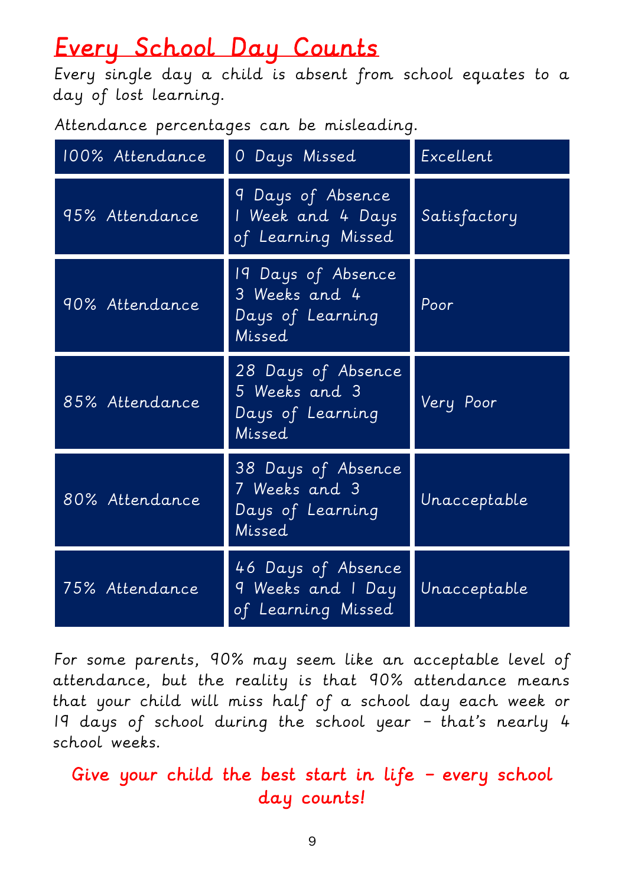# Every School Day Counts

Every single day a child is absent from school equates to a day of lost learning.

Attendance percentages can be misleading.

| 100% Attendance | 0 Days Missed | Excellent |
|---|---|---|
| 95% Attendance | 9 Days of Absence 1 Week and 4 Days of Learning Missed | Satisfactory |
| 90% Attendance | 19 Days of Absence 3 Weeks and 4 Days of Learning Missed | Poor |
| 85% Attendance | 28 Days of Absence 5 Weeks and 3 Days of Learning Missed | Very Poor |
| 80% Attendance | 38 Days of Absence 7 Weeks and 3 Days of Learning Missed | Unacceptable |
| 75% Attendance | 46 Days of Absence 9 Weeks and 1 Day of Learning Missed | Unacceptable |

For some parents, 90% may seem like an acceptable level of attendance, but the reality is that 90% attendance means that your child will miss half of a school day each week or 19 days of school during the school year – that's nearly 4 school weeks.

**Give your child the best start in life – every school day counts!**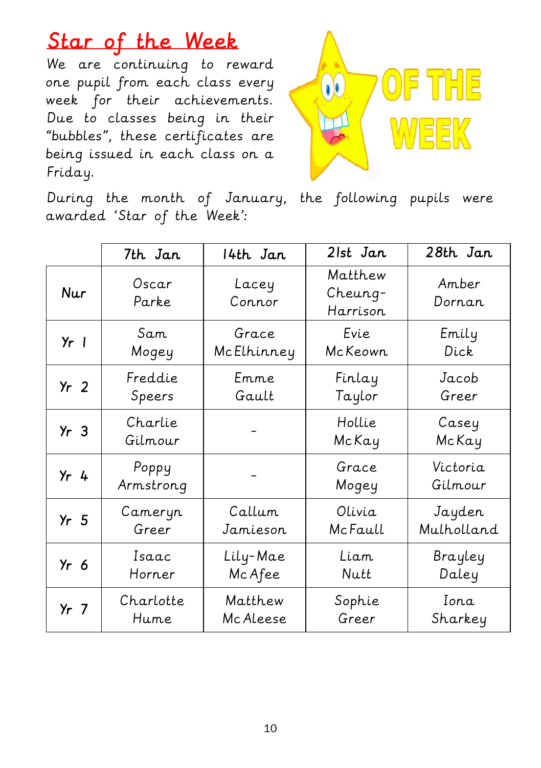## Star of the Week

We are continuing to reward one pupil from each class every week for their achievements. Due to classes being in their "bubbles", these certificates are being issued in each class on a Friday.

During the month of January, the following pupils were awarded 'Star of the Week':

| | 7th Jan | 14th Jan | 21st Jan | 28th Jan |
|---|---|---|---|---|
| Nur | Oscar Parke | Lacey Connor | Matthew Cheung-Harrison | Amber Dornan |
| Yr 1 | Sam Mogey | Grace McElhinney | Evie McKeown | Emily Dick |
| Yr 2 | Freddie Speers | Emme Gault | Finlay Taylor | Jacob Greer |
| Yr 3 | Charlie Gilmour | - | Hollie McKay | Casey McKay |
| Yr 4 | Poppy Armstrong | - | Grace Mogey | Victoria Gilmour |
| Yr 5 | Cameryn Greer | Callum Jamieson | Olivia McFaull | Jayden Mulholland |
| Yr 6 | Isaac Horner | Lily-Mae McAfee | Liam Nutt | Brayley Daley |
| Yr 7 | Charlotte Hume | Matthew McAleese | Sophie Greer | Iona Sharkey |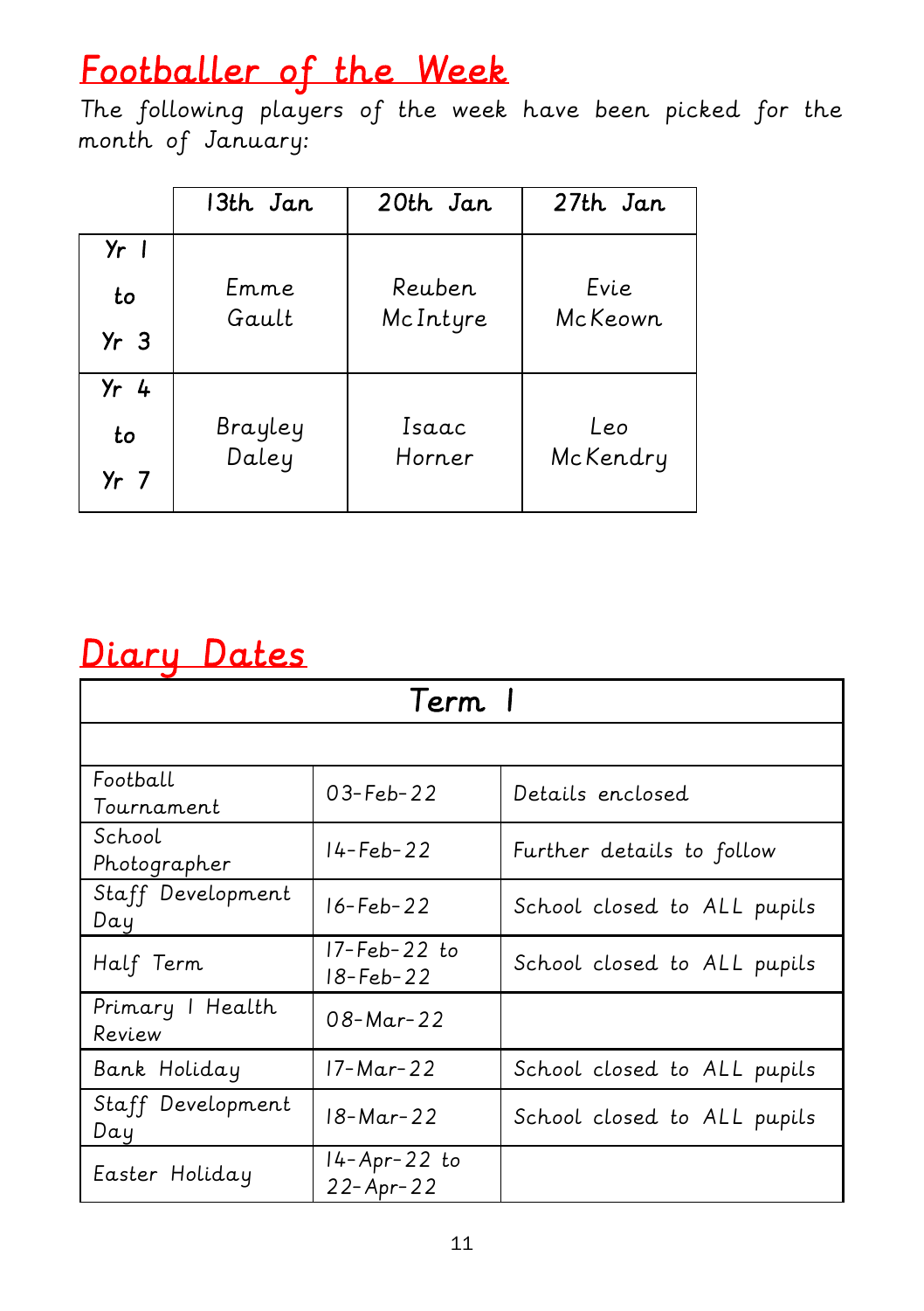# Footballer of the Week

The following players of the week have been picked for the month of January:

| | 13th Jan | 20th Jan | 27th Jan |
|---|---|---|---|
| Yr 1 to Yr 3 | Emme Gault | Reuben McIntyre | Evie McKeown |
| Yr 4 to Yr 7 | Brayley Daley | Isaac Horner | Leo McKendry |

# Diary Dates

| Term 1 | | |
|---|---|---|
| | | |
| Football Tournament | 03-Feb-22 | Details enclosed |
| School Photographer | 14-Feb-22 | Further details to follow |
| Staff Development Day | 16-Feb-22 | School closed to ALL pupils |
| Half Term | 17-Feb-22 to 18-Feb-22 | School closed to ALL pupils |
| Primary 1 Health Review | 08-Mar-22 | |
| Bank Holiday | 17-Mar-22 | School closed to ALL pupils |
| Staff Development Day | 18-Mar-22 | School closed to ALL pupils |
| Easter Holiday | 14-Apr-22 to 22-Apr-22 | |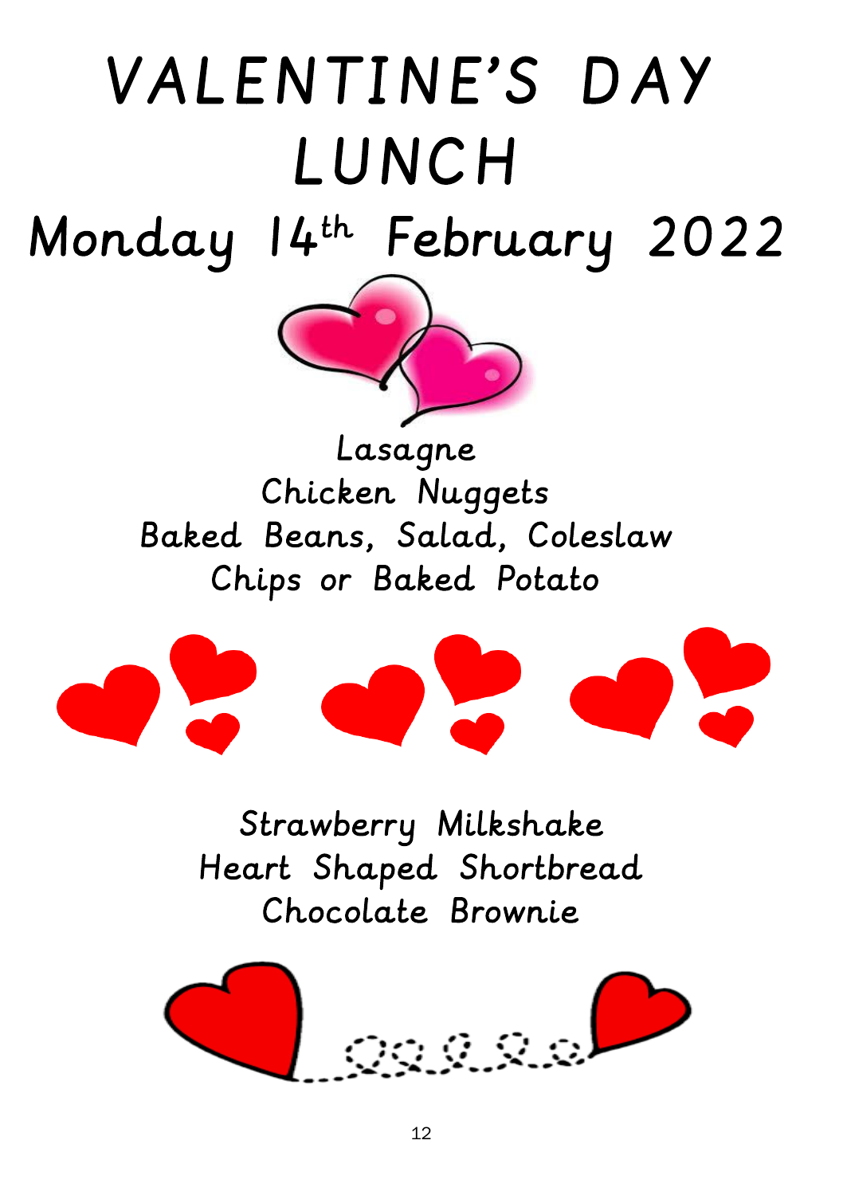# VALENTINE'S DAY LUNCH

## Monday 14th February 2022

Lasagne
Chicken Nuggets
Baked Beans, Salad, Coleslaw
Chips or Baked Potato

Strawberry Milkshake
Heart Shaped Shortbread
Chocolate Brownie